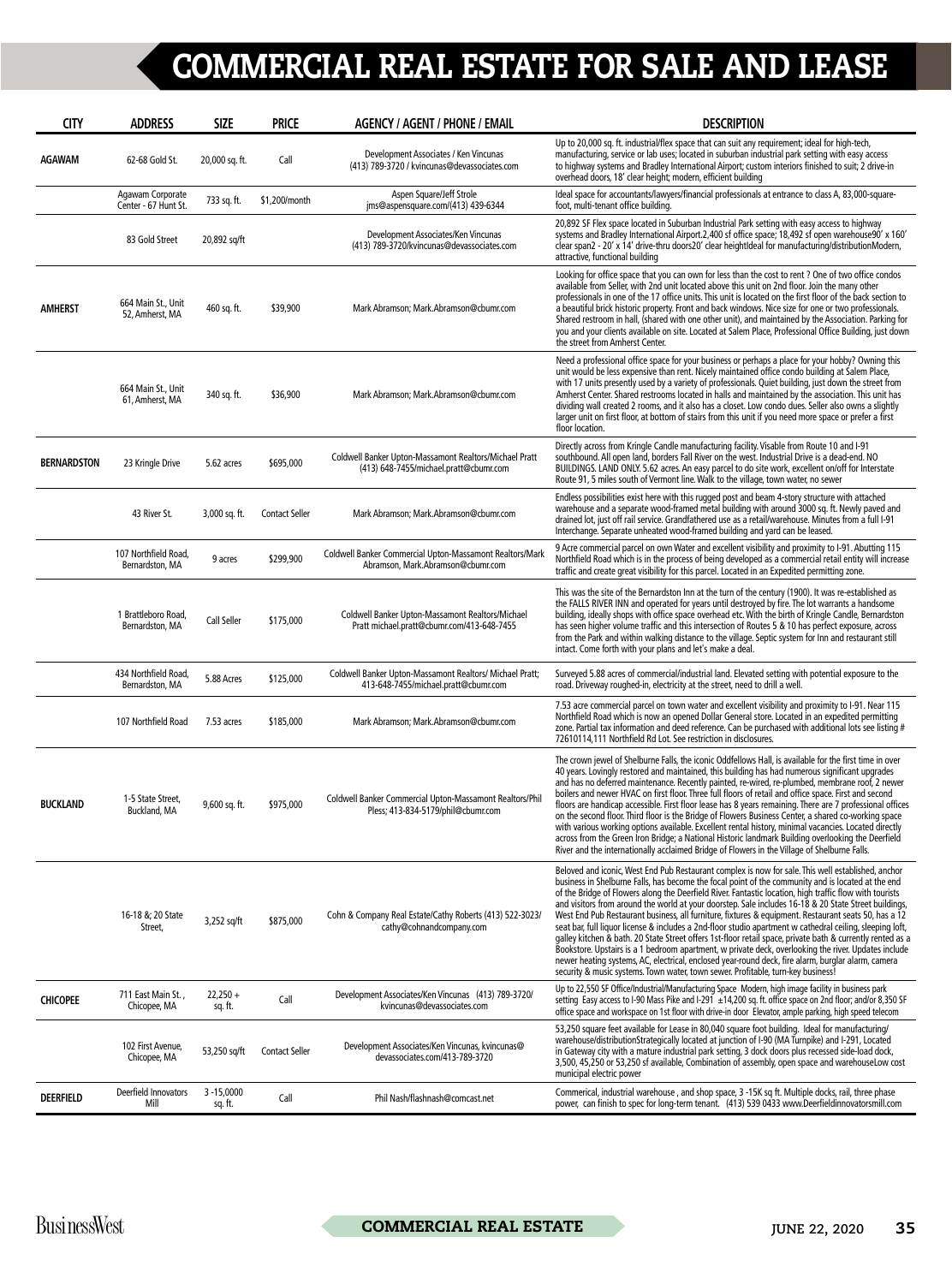# COMMERCIAL REAL ESTATE FOR SALE AND LEASE

| CITY | ADDRESS | SIZE | PRICE | AGENCY / AGENT / PHONE / EMAIL | DESCRIPTION |
|---|---|---|---|---|---|
| AGAWAM | 62-68 Gold St. | 20,000 sq. ft. | Call | Development Associates / Ken Vincunas (413) 789-3720 / kvincunas@devassociates.com | Up to 20,000 sq. ft. industrial/flex space that can suit any requirement; ideal for high-tech, manufacturing, service or lab uses; located in suburban industrial park setting with easy access to highway systems and Bradley International Airport; custom interiors finished to suit; 2 drive-in overhead doors, 18' clear height; modern, efficient building |
| | Agawam Corporate Center - 67 Hunt St. | 733 sq. ft. | $1,200/month | Aspen Square/Jeff Strole jms@aspensquare.com/(413) 439-6344 | Ideal space for accountants/lawyers/financial professionals at entrance to class A, 83,000-square-foot, multi-tenant office building. |
| | 83 Gold Street | 20,892 sq/ft | | Development Associates/Ken Vincunas (413) 789-3720/kvincunas@devassociates.com | 20,892 SF Flex space located in Suburban Industrial Park setting with easy access to highway systems and Bradley International Airport.2,400 sf office space; 18,492 sf open warehouse90' x 160' clear span2 - 20' x 14' drive-thru doors20' clear heightIdeal for manufacturing/distributionModern, attractive, functional building |
| AMHERST | 664 Main St., Unit 52, Amherst, MA | 460 sq. ft. | $39,900 | Mark Abramson; Mark.Abramson@cbumr.com | Looking for office space that you can own for less than the cost to rent ? One of two office condos available from Seller, with 2nd unit located above this unit on 2nd floor. Join the many other professionals in one of the 17 office units. This unit is located on the first floor of the back section to a beautiful brick historic property. Front and back windows. Nice size for one or two professionals. Shared restroom in hall, (shared with one other unit), and maintained by the Association. Parking for you and your clients available on site. Located at Salem Place, Professional Office Building, just down the street from Amherst Center. |
| | 664 Main St., Unit 61, Amherst, MA | 340 sq. ft. | $36,900 | Mark Abramson; Mark.Abramson@cbumr.com | Need a professional office space for your business or perhaps a place for your hobby? Owning this unit would be less expensive than rent. Nicely maintained office condo building at Salem Place, with 17 units presently used by a variety of professionals. Quiet building, just down the street from Amherst Center. Shared restrooms located in halls and maintained by the association. This unit has dividing wall created 2 rooms, and it also has a closet. Low condo dues. Seller also owns a slightly larger unit on first floor, at bottom of stairs from this unit if you need more space or prefer a first floor location. |
| BERNARDSTON | 23 Kringle Drive | 5.62 acres | $695,000 | Coldwell Banker Upton-Massamont Realtors/Michael Pratt (413) 648-7455/michael.pratt@cbumr.com | Directly across from Kringle Candle manufacturing facility. Visable from Route 10 and I-91 southbound. All open land, borders Fall River on the west. Industrial Drive is a dead-end. NO BUILDINGS. LAND ONLY. 5.62 acres. An easy parcel to do site work, excellent on/off for Interstate Route 91, 5 miles south of Vermont line. Walk to the village, town water, no sewer |
| | 43 River St. | 3,000 sq. ft. | Contact Seller | Mark Abramson; Mark.Abramson@cbumr.com | Endless possibilities exist here with this rugged post and beam 4-story structure with attached warehouse and a separate wood-framed metal building with around 3000 sq. ft. Newly paved and drained lot, just off rail service. Grandfathered use as a retail/warehouse. Minutes from a full I-91 Interchange. Separate unheated wood-framed building and yard can be leased. |
| | 107 Northfield Road, Bernardston, MA | 9 acres | $299,900 | Coldwell Banker Commercial Upton-Massamont Realtors/Mark Abramson, Mark.Abramson@cbumr.com | 9 Acre commercial parcel on own Water and excellent visibility and proximity to I-91. Abutting 115 Northfield Road which is in the process of being developed as a commercial retail entity will increase traffic and create great visibility for this parcel. Located in an Expedited permitting zone. |
| | 1 Brattleboro Road, Bernardston, MA | Call Seller | $175,000 | Coldwell Banker Upton-Massamont Realtors/Michael Pratt michael.pratt@cbumr.com/413-648-7455 | This was the site of the Bernardston Inn at the turn of the century (1900). It was re-established as the FALLS RIVER INN and operated for years until destroyed by fire. The lot warrants a handsome building, ideally shops with office space overhead etc. With the birth of Kringle Candle, Bernardston has seen higher volume traffic and this intersection of Routes 5 & 10 has perfect exposure, across from the Park and within walking distance to the village. Septic system for Inn and restaurant still intact. Come forth with your plans and let's make a deal. |
| | 434 Northfield Road, Bernardston, MA | 5.88 Acres | $125,000 | Coldwell Banker Upton-Massamont Realtors/ Michael Pratt; 413-648-7455/michael.pratt@cbumr.com | Surveyed 5.88 acres of commercial/industrial land. Elevated setting with potential exposure to the road. Driveway roughed-in, electricity at the street, need to drill a well. |
| | 107 Northfield Road | 7.53 acres | $185,000 | Mark Abramson; Mark.Abramson@cbumr.com | 7.53 acre commercial parcel on town water and excellent visibility and proximity to I-91. Near 115 Northfield Road which is now an opened Dollar General store. Located in an expedited permitting zone. Partial tax information and deed reference. Can be purchased with additional lots see listing # 72610114,111 Northfield Rd Lot. See restriction in disclosures. |
| BUCKLAND | 1-5 State Street, Buckland, MA | 9,600 sq. ft. | $975,000 | Coldwell Banker Commercial Upton-Massamont Realtors/Phil Pless; 413-834-5179/phil@cbumr.com | The crown jewel of Shelburne Falls, the iconic Oddfellows Hall, is available for the first time in over 40 years. Lovingly restored and maintained, this building has had numerous significant upgrades and has no deferred maintenance. Recently painted, re-wired, re-plumbed, membrane roof, 2 newer boilers and newer HVAC on first floor. Three full floors of retail and office space. First and second floors are handicap accessible. First floor lease has 8 years remaining. There are 7 professional offices on the second floor. Third floor is the Bridge of Flowers Business Center, a shared co-working space with various working options available. Excellent rental history, minimal vacancies. Located directly across from the Green Iron Bridge; a National Historic landmark Building overlooking the Deerfield River and the internationally acclaimed Bridge of Flowers in the Village of Shelburne Falls. |
| | 16-18 &; 20 State Street, | 3,252 sq/ft | $875,000 | Cohn & Company Real Estate/Cathy Roberts (413) 522-3023/ cathy@cohnandcompany.com | Beloved and iconic, West End Pub Restaurant complex is now for sale. This well established, anchor business in Shelburne Falls, has become the focal point of the community and is located at the end of the Bridge of Flowers along the Deerfield River. Fantastic location, high traffic flow with tourists and visitors from around the world at your doorstep. Sale includes 16-18 & 20 State Street buildings, West End Pub Restaurant business, all furniture, fixtures & equipment. Restaurant seats 50, has a 12 seat bar, full liquor license & includes a 2nd-floor studio apartment w cathedral ceiling, sleeping loft, galley kitchen & bath. 20 State Street offers 1st-floor retail space, private bath & currently rented as a Bookstore. Upstairs is a 1 bedroom apartment, w private deck, overlooking the river. Updates include newer heating systems, AC, electrical, enclosed year-round deck, fire alarm, burglar alarm, camera security & music systems. Town water, town sewer. Profitable, turn-key business! |
| CHICOPEE | 711 East Main St. , Chicopee, MA | 22,250 + sq. ft. | Call | Development Associates/Ken Vincunas (413) 789-3720/ kvincunas@devassociates.com | Up to 22,550 SF Office/Industrial/Manufacturing Space Modern, high image facility in business park setting Easy access to I-90 Mass Pike and I-291 ±14,200 sq. ft. office space on 2nd floor; and/or 8,350 SF office space and workspace on 1st floor with drive-in door Elevator, ample parking, high speed telecom |
| | 102 First Avenue, Chicopee, MA | 53,250 sq/ft | Contact Seller | Development Associates/Ken Vincunas, kvincunas@ devassociates.com/413-789-3720 | 53,250 square feet available for Lease in 80,040 square foot building. Ideal for manufacturing/ warehouse/distributionStrategically located at junction of I-90 (MA Turnpike) and I-291, Located in Gateway city with a mature industrial park setting, 3 dock doors plus recessed side-load dock, 3,500, 45,250 or 53,250 sf available, Combination of assembly, open space and warehouseLow cost municipal electric power |
| DEERFIELD | Deerfield Innovators Mill | 3 -15,0000 sq. ft. | Call | Phil Nash/flashnash@comcast.net | Commerical, industrial warehouse , and shop space, 3 -15K sq ft. Multiple docks, rail, three phase power, can finish to spec for long-term tenant. (413) 539 0433 www.Deerfieldinnovatorsmill.com |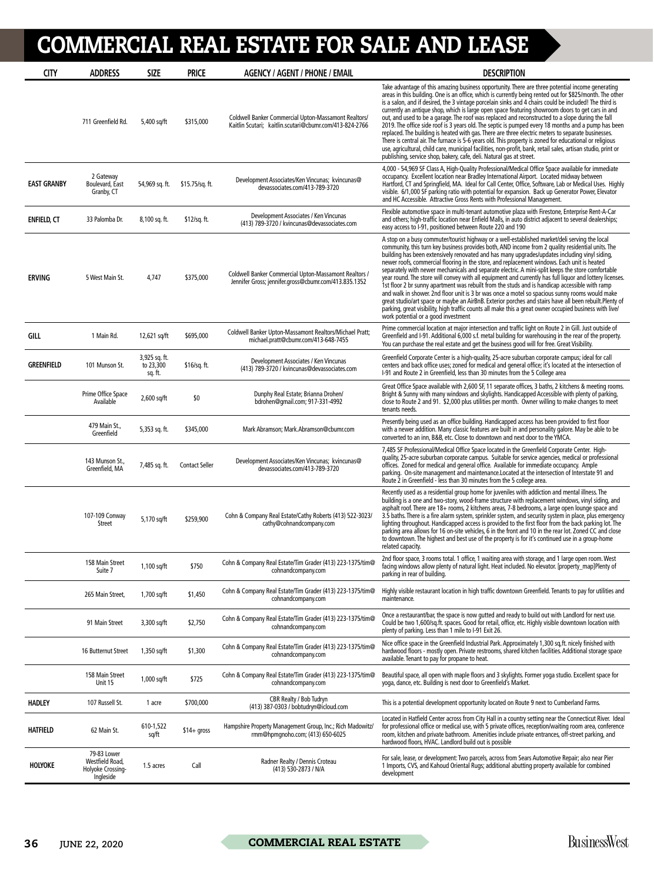# COMMERCIAL REAL ESTATE FOR SALE AND LEASE

| CITY | ADDRESS | SIZE | PRICE | AGENCY / AGENT / PHONE / EMAIL | DESCRIPTION |
|---|---|---|---|---|---|
| | 711 Greenfield Rd. | 5,400 sq/ft | $315,000 | Coldwell Banker Commercial Upton-Massamont Realtors/ Kaitlin Scutari; kaitlin.scutari@cbumr.com/413-824-2766 | Take advantage of this amazing business opportunity. There are three potential income generating areas in this building. One is an office, which is currently being rented out for $825/month. The other is a salon, and if desired, the 3 vintage porcelain sinks and 4 chairs could be included! The third is currently an antique shop, which is large open space featuring showroom doors to get cars in and out, and used to be a garage. The roof was replaced and reconstructed to a slope during the fall 2019. The office side roof is 3 years old. The septic is pumped every 18 months and a pump has been replaced. The building is heated with gas. There are three electric meters to separate businesses. There is central air. The furnace is 5-6 years old. This property is zoned for educational or religious use, agricultural, child care, municipal facilities, non-profit, bank, retail sales, artisan studio, print or publishing, service shop, bakery, cafe, deli. Natural gas at street. |
| **EAST GRANBY** | 2 Gateway Boulevard, East Granby, CT | 54,969 sq. ft. | $15.75/sq. ft. | Development Associates/Ken Vincunas; kvincunas@ devassociates.com/413-789-3720 | 4,000 - 54,969 SF Class A, High-Quality Professional/Medical Office Space available for immediate occupancy. Excellent location near Bradley International Airport. Located midway between Hartford, CT and Springfield, MA. Ideal for Call Center, Office, Software, Lab or Medical Uses. Highly visible. 6/1,000 SF parking ratio with potential for expansion. Back up Generator Power, Elevator and HC Accessible. Attractive Gross Rents with Professional Management. |
| **ENFIELD, CT** | 33 Palomba Dr. | 8,100 sq. ft. | $12/sq. ft. | Development Associates / Ken Vincunas (413) 789-3720 / kvincunas@devassociates.com | Flexible automotive space in multi-tenant automotive plaza with Firestone, Enterprise Rent-A-Car and others; high-traffic location near Enfield Malls, in auto district adjacent to several dealerships; easy access to I-91, positioned between Route 220 and 190 |
| **ERVING** | 5 West Main St. | 4,747 | $375,000 | Coldwell Banker Commercial Upton-Massamont Realtors / Jennifer Gross; jennifer.gross@cbumr.com/413.835.1352 | A stop on a busy commuter/tourist highway or a well-established market/deli serving the local community, this turn key business provides both, AND income from 2 quality residential units. The building has been extensively renovated and has many upgrades/updates including vinyl siding, newer roofs, commercial flooring in the store, and replacement windows. Each unit is heated separately with newer mechanicals and separate electric. A mini-split keeps the store comfortable year round. The store will convey with all equipment and currently has full liquor and lottery licenses. 1st floor 2 br sunny apartment was rebuilt from the studs and is handicap accessible with ramp and walk in shower. 2nd floor unit is 3 br was once a motel so spacious sunny rooms would make great studio/art space or maybe an AirBnB. Exterior porches and stairs have all been rebuilt.Plenty of parking, great visibility, high traffic counts all make this a great owner occupied business with live/work potential or a good investment |
| **GILL** | 1 Main Rd. | 12,621 sq/ft | $695,000 | Coldwell Banker Upton-Massamont Realtors/Michael Pratt; michael.pratt@cbumr.com/413-648-7455 | Prime commercial location at major intersection and traffic light on Route 2 in Gill. Just outside of Greenfield and I-91. Additional 6,000 s.f. metal building for warehousing in the rear of the property. You can purchase the real estate and get the business good will for free. Great Visibility. |
| **GREENFIELD** | 101 Munson St. | 3,925 sq. ft. to 23,300 sq. ft. | $16/sq. ft. | Development Associates / Ken Vincunas (413) 789-3720 / kvincunas@devassociates.com | Greenfield Corporate Center is a high-quality, 25-acre suburban corporate campus; ideal for call centers and back office uses; zoned for medical and general office; it's located at the intersection of I-91 and Route 2 in Greenfield, less than 30 minutes from the 5 College area |
| | Prime Office Space Available | 2,600 sq/ft | $0 | Dunphy Real Estate; Brianna Drohen/ bdrohen@gmail.com; 917-331-4992 | Great Office Space available with 2,600 SF, 11 separate offices, 3 baths, 2 kitchens & meeting rooms. Bright & Sunny with many windows and skylights. Handicapped Accessible with plenty of parking, close to Route 2 and 91. $2,000 plus utilities per month. Owner willing to make changes to meet tenants needs. |
| | 479 Main St., Greenfield | 5,353 sq. ft. | $345,000 | Mark Abramson; Mark.Abramson@cbumr.com | Presently being used as an office building. Handicapped access has been provided to first floor with a newer addition. Many classic features are built in and personality galore. May be able to be converted to an inn, B&B, etc. Close to downtown and next door to the YMCA. |
| | 143 Munson St., Greenfield, MA | 7,485 sq. ft. | Contact Seller | Development Associates/Ken Vincunas; kvincunas@ devassociates.com/413-789-3720 | 7,485 SF Professional/Medical Office Space located in the Greenfield Corporate Center. High-quality, 25-acre suburban corporate campus. Suitable for service agencies, medical or professional offices. Zoned for medical and general office. Available for immediate occupancy. Ample parking. On-site management and maintenance.Located at the intersection of Interstate 91 and Route 2 in Greenfield - less than 30 minutes from the 5 college area. |
| | 107-109 Conway Street | 5,170 sq/ft | $259,900 | Cohn & Company Real Estate/Cathy Roberts (413) 522-3023/ cathy@cohnandcompany.com | Recently used as a residential group home for juveniles with addiction and mental illness. The building is a one and two-story, wood-frame structure with replacement windows, vinyl siding, and asphalt roof. There are 18+ rooms, 2 kitchens areas, 7-8 bedrooms, a large open lounge space and 3.5 baths. There is a fire alarm system, sprinkler system, and security system in place, plus emergency lighting throughout. Handicapped access is provided to the first floor from the back parking lot. The parking area allows for 16 on-site vehicles, 6 in the front and 10 in the rear lot. Zoned CC and close to downtown. The highest and best use of the property is for it's continued use in a group-home related capacity. |
| | 158 Main Street Suite 7 | 1,100 sq/ft | $750 | Cohn & Company Real Estate/Tim Grader (413) 223-1375/tim@ cohnandcompany.com | 2nd floor space, 3 rooms total. 1 office, 1 waiting area with storage, and 1 large open room. West facing windows allow plenty of natural light. Heat included. No elevator. [property_map]Plenty of parking in rear of building. |
| | 265 Main Street, | 1,700 sq/ft | $1,450 | Cohn & Company Real Estate/Tim Grader (413) 223-1375/tim@ cohnandcompany.com | Highly visible restaurant location in high traffic downtown Greenfield. Tenants to pay for utilities and maintenance. |
| | 91 Main Street | 3,300 sq/ft | $2,750 | Cohn & Company Real Estate/Tim Grader (413) 223-1375/tim@ cohnandcompany.com | Once a restaurant/bar, the space is now gutted and ready to build out with Landlord for next use. Could be two 1,600/sq.ft. spaces. Good for retail, office, etc. Highly visible downtown location with plenty of parking. Less than 1 mile to I-91 Exit 26. |
| | 16 Butternut Street | 1,350 sq/ft | $1,300 | Cohn & Company Real Estate/Tim Grader (413) 223-1375/tim@ cohnandcompany.com | Nice office space in the Greenfield Industrial Park. Approximately 1,300 sq,ft. nicely finished with hardwood floors - mostly open. Private restrooms, shared kitchen facilities. Additional storage space available. Tenant to pay for propane to heat. |
| | 158 Main Street Unit 15 | 1,000 sq/ft | $725 | Cohn & Company Real Estate/Tim Grader (413) 223-1375/tim@ cohnandcompany.com | Beautiful space, all open with maple floors and 3 skylights. Former yoga studio. Excellent space for yoga, dance, etc. Building is next door to Greenfield's Market. |
| **HADLEY** | 107 Russell St. | 1 acre | $700,000 | CBR Realty / Bob Tudryn (413) 387-0303 / bobtudryn@icloud.com | This is a potential development opportunity located on Route 9 next to Cumberland Farms. |
| **HATFIELD** | 62 Main St. | 610-1,522 sq/ft | $14+ gross | Hampshire Property Management Group, Inc.; Rich Madowitz/ rmm@hpmgnoho.com; (413) 650-6025 | Located in Hatfield Center across from City Hall in a country setting near the Connecticut River. Ideal for professional office or medical use, with 5 private offices, reception/waiting room area, conference room, kitchen and private bathroom. Amenities include private entrances, off-street parking, and hardwood floors, HVAC. Landlord build out is possible |
| **HOLYOKE** | 79-83 Lower Westfield Road, Holyoke Crossing-Ingleside | 1.5 acres | Call | Radner Realty / Dennis Croteau (413) 530-2873 / N/A | For sale, lease, or development: Two parcels, across from Sears Automotive Repair; also near Pier 1 Imports, CVS, and Kahoud Oriental Rugs; additional abutting property available for combined development |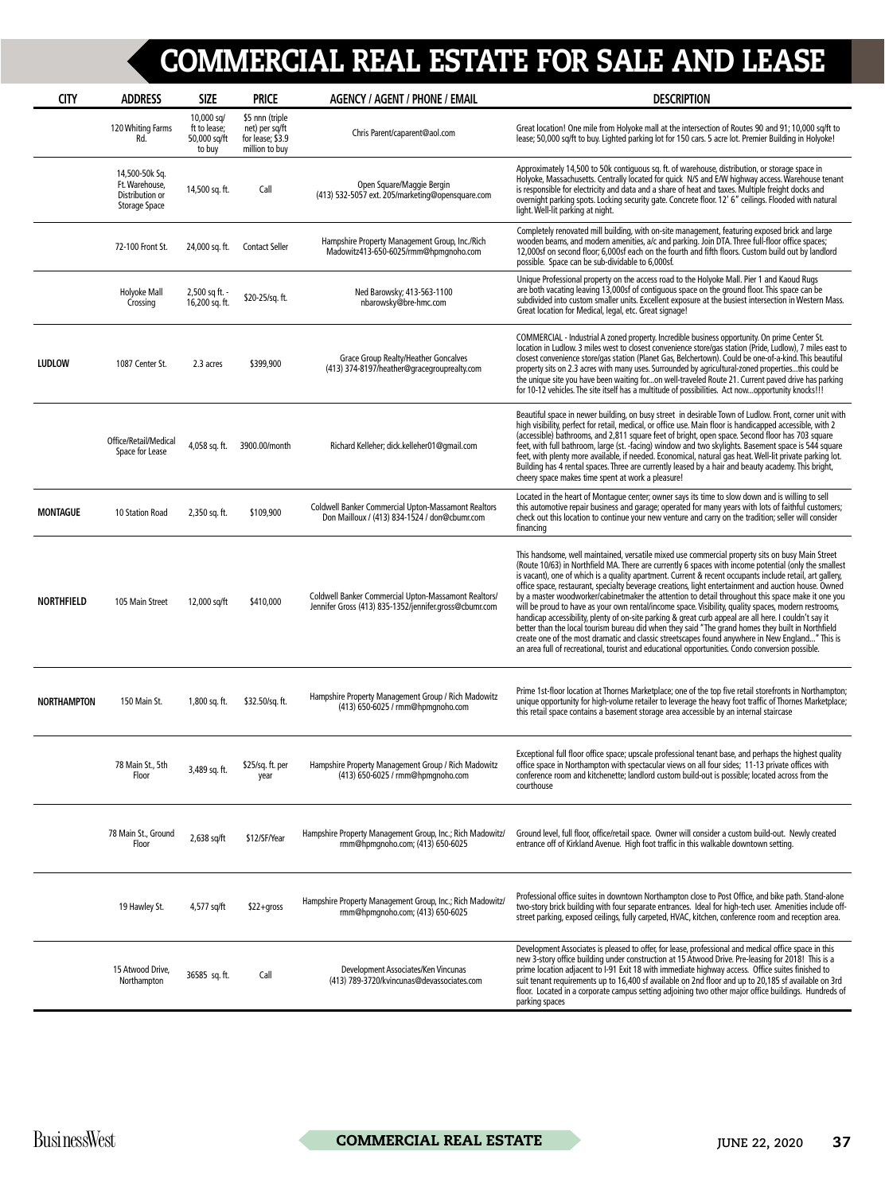# COMMERCIAL REAL ESTATE FOR SALE AND LEASE

| CITY | ADDRESS | SIZE | PRICE | AGENCY / AGENT / PHONE / EMAIL | DESCRIPTION |
|---|---|---|---|---|---|
| | 120 Whiting Farms Rd. | 10,000 sq/ ft to lease; 50,000 sq/ft to buy | $5 nnn (triple net) per sq/ft for lease; $3.9 million to buy | Chris Parent/caparent@aol.com | Great location! One mile from Holyoke mall at the intersection of Routes 90 and 91; 10,000 sq/ft to lease; 50,000 sq/ft to buy. Lighted parking lot for 150 cars. 5 acre lot. Premier Building in Holyoke! |
| | 14,500-50k Sq. Ft. Warehouse, Distribution or Storage Space | 14,500 sq. ft. | Call | Open Square/Maggie Bergin (413) 532-5057 ext. 205/marketing@opensquare.com | Approximately 14,500 to 50k contiguous sq. ft. of warehouse, distribution, or storage space in Holyoke, Massachusetts. Centrally located for quick N/S and E/W highway access. Warehouse tenant is responsible for electricity and data and a share of heat and taxes. Multiple freight docks and overnight parking spots. Locking security gate. Concrete floor. 12' 6" ceilings. Flooded with natural light. Well-lit parking at night. |
| | 72-100 Front St. | 24,000 sq. ft. | Contact Seller | Hampshire Property Management Group, Inc./Rich Madowitz413-650-6025/rmm@hpmgnoho.com | Completely renovated mill building, with on-site management, featuring exposed brick and large wooden beams, and modern amenities, a/c and parking. Join DTA. Three full-floor office spaces; 12,000sf on second floor; 6,000sf each on the fourth and fifth floors. Custom build out by landlord possible. Space can be sub-dividable to 6,000sf. |
| | Holyoke Mall Crossing | 2,500 sq ft. - 16,200 sq. ft. | $20-25/sq. ft. | Ned Barowsky; 413-563-1100 nbarowsky@bre-hmc.com | Unique Professional property on the access road to the Holyoke Mall. Pier 1 and Kaoud Rugs are both vacating leaving 13,000sf of contiguous space on the ground floor. This space can be subdivided into custom smaller units. Excellent exposure at the busiest intersection in Western Mass. Great location for Medical, legal, etc. Great signage! |
| LUDLOW | 1087 Center St. | 2.3 acres | $399,900 | Grace Group Realty/Heather Goncalves (413) 374-8197/heather@gracegrouprealty.com | COMMERCIAL - Industrial A zoned property. Incredible business opportunity. On prime Center St. location in Ludlow. 3 miles west to closest convenience store/gas station (Pride, Ludlow), 7 miles east to closest convenience store/gas station (Planet Gas, Belchertown). Could be one-of-a-kind. This beautiful property sits on 2.3 acres with many uses. Surrounded by agricultural-zoned properties...this could be the unique site you have been waiting for...on well-traveled Route 21. Current paved drive has parking for 10-12 vehicles. The site itself has a multitude of possibilities. Act now...opportunity knocks!!! |
| | Office/Retail/Medical Space for Lease | 4,058 sq. ft. | 3900.00/month | Richard Kelleher; dick.kelleher01@gmail.com | Beautiful space in newer building, on busy street in desirable Town of Ludlow. Front, corner unit with high visibility, perfect for retail, medical, or office use. Main floor is handicapped accessible, with 2 (accessible) bathrooms, and 2,811 square feet of bright, open space. Second floor has 703 square feet, with full bathroom, large (st. -facing) window and two skylights. Basement space is 544 square feet, with plenty more available, if needed. Economical, natural gas heat. Well-lit private parking lot. Building has 4 rental spaces. Three are currently leased by a hair and beauty academy. This bright, cheery space makes time spent at work a pleasure! |
| MONTAGUE | 10 Station Road | 2,350 sq. ft. | $109,900 | Coldwell Banker Commercial Upton-Massamont Realtors Don Mailloux / (413) 834-1524 / don@cbumr.com | Located in the heart of Montague center; owner says its time to slow down and is willing to sell this automotive repair business and garage; operated for many years with lots of faithful customers; check out this location to continue your new venture and carry on the tradition; seller will consider financing |
| NORTHFIELD | 105 Main Street | 12,000 sq/ft | $410,000 | Coldwell Banker Commercial Upton-Massamont Realtors/ Jennifer Gross (413) 835-1352/jennifer.gross@cbumr.com | This handsome, well maintained, versatile mixed use commercial property sits on busy Main Street (Route 10/63) in Northfield MA. There are currently 6 spaces with income potential (only the smallest is vacant), one of which is a quality apartment. Current & recent occupants include retail, art gallery, office space, restaurant, specialty beverage creations, light entertainment and auction house. Owned by a master woodworker/cabinetmaker the attention to detail throughout this space make it one you will be proud to have as your own rental/income space. Visibility, quality spaces, modern restrooms, handicap accessibility, plenty of on-site parking & great curb appeal are all here. I couldn't say it better than the local tourism bureau did when they said "The grand homes they built in Northfield create one of the most dramatic and classic streetscapes found anywhere in New England..." This is an area full of recreational, tourist and educational opportunities. Condo conversion possible. |
| NORTHAMPTON | 150 Main St. | 1,800 sq. ft. | $32.50/sq. ft. | Hampshire Property Management Group / Rich Madowitz (413) 650-6025 / rmm@hpmgnoho.com | Prime 1st-floor location at Thornes Marketplace; one of the top five retail storefronts in Northampton; unique opportunity for high-volume retailer to leverage the heavy foot traffic of Thornes Marketplace; this retail space contains a basement storage area accessible by an internal staircase |
| | 78 Main St., 5th Floor | 3,489 sq. ft. | $25/sq. ft. per year | Hampshire Property Management Group / Rich Madowitz (413) 650-6025 / rmm@hpmgnoho.com | Exceptional full floor office space; upscale professional tenant base, and perhaps the highest quality office space in Northampton with spectacular views on all four sides; 11-13 private offices with conference room and kitchenette; landlord custom build-out is possible; located across from the courthouse |
| | 78 Main St., Ground Floor | 2,638 sq/ft | $12/SF/Year | Hampshire Property Management Group, Inc.; Rich Madowitz/ rmm@hpmgnoho.com; (413) 650-6025 | Ground level, full floor, office/retail space. Owner will consider a custom build-out. Newly created entrance off of Kirkland Avenue. High foot traffic in this walkable downtown setting. |
| | 19 Hawley St. | 4,577 sq/ft | $22+gross | Hampshire Property Management Group, Inc.; Rich Madowitz/ rmm@hpmgnoho.com; (413) 650-6025 | Professional office suites in downtown Northampton close to Post Office, and bike path. Stand-alone two-story brick building with four separate entrances. Ideal for high-tech user. Amenities include off-street parking, exposed ceilings, fully carpeted, HVAC, kitchen, conference room and reception area. |
| | 15 Atwood Drive, Northampton | 36585 sq. ft. | Call | Development Associates/Ken Vincunas (413) 789-3720/kvincunas@devassociates.com | Development Associates is pleased to offer, for lease, professional and medical office space in this new 3-story office building under construction at 15 Atwood Drive. Pre-leasing for 2018! This is a prime location adjacent to I-91 Exit 18 with immediate highway access. Office suites finished to suit tenant requirements up to 16,400 sf available on 2nd floor and up to 20,185 sf available on 3rd floor. Located in a corporate campus setting adjoining two other major office buildings. Hundreds of parking spaces |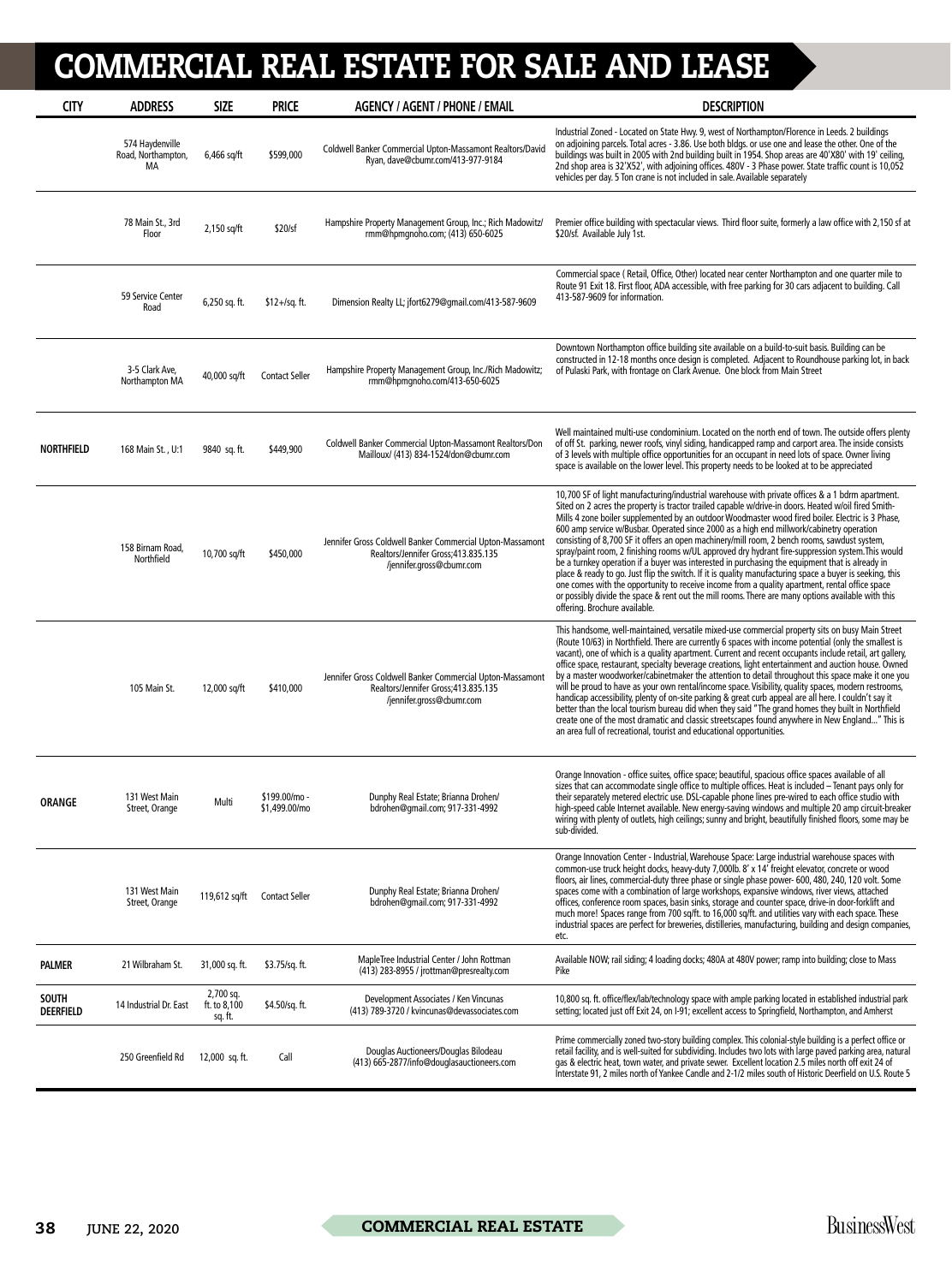# COMMERCIAL REAL ESTATE FOR SALE AND LEASE

| CITY | ADDRESS | SIZE | PRICE | AGENCY / AGENT / PHONE / EMAIL | DESCRIPTION |
|---|---|---|---|---|---|
| | 574 Haydenville Road, Northampton, MA | 6,466 sq/ft | $599,000 | Coldwell Banker Commercial Upton-Massamont Realtors/David Ryan, dave@cbumr.com/413-977-9184 | Industrial Zoned - Located on State Hwy. 9, west of Northampton/Florence in Leeds. 2 buildings on adjoining parcels. Total acres - 3.86. Use both bldgs. or use one and lease the other. One of the buildings was built in 2005 with 2nd building built in 1954. Shop areas are 40'X80' with 19' ceiling, 2nd shop area is 32'X52', with adjoining offices. 480V - 3 Phase power. State traffic count is 10,052 vehicles per day. 5 Ton crane is not included in sale. Available separately |
| | 78 Main St., 3rd Floor | 2,150 sq/ft | $20/sf | Hampshire Property Management Group, Inc.; Rich Madowitz/ rmm@hpmgnoho.com; (413) 650-6025 | Premier office building with spectacular views. Third floor suite, formerly a law office with 2,150 sf at $20/sf. Available July 1st. |
| | 59 Service Center Road | 6,250 sq. ft. | $12+/sq. ft. | Dimension Realty LL; jfort6279@gmail.com/413-587-9609 | Commercial space ( Retail, Office, Other) located near center Northampton and one quarter mile to Route 91 Exit 18. First floor, ADA accessible, with free parking for 30 cars adjacent to building. Call 413-587-9609 for information. |
| | 3-5 Clark Ave, Northampton MA | 40,000 sq/ft | Contact Seller | Hampshire Property Management Group, Inc./Rich Madowitz; rmm@hpmgnoho.com/413-650-6025 | Downtown Northampton office building site available on a build-to-suit basis. Building can be constructed in 12-18 months once design is completed. Adjacent to Roundhouse parking lot, in back of Pulaski Park, with frontage on Clark Avenue. One block from Main Street |
| **NORTHFIELD** | 168 Main St. , U:1 | 9840 sq. ft. | $449,900 | Coldwell Banker Commercial Upton-Massamont Realtors/Don Mailloux/ (413) 834-1524/don@cbumr.com | Well maintained multi-use condominium. Located on the north end of town. The outside offers plenty of off St. parking, newer roofs, vinyl siding, handicapped ramp and carport area. The inside consists of 3 levels with multiple office opportunities for an occupant in need lots of space. Owner living space is available on the lower level. This property needs to be looked at to be appreciated |
| | 158 Birnam Road, Northfield | 10,700 sq/ft | $450,000 | Jennifer Gross Coldwell Banker Commercial Upton-Massamont Realtors/Jennifer Gross;413.835.135 /jennifer.gross@cbumr.com | 10,700 SF of light manufacturing/industrial warehouse with private offices & a 1 bdrm apartment. Sited on 2 acres the property is tractor trailed capable w/drive-in doors. Heated w/oil fired Smith-Mills 4 zone boiler supplemented by an outdoor Woodmaster wood fired boiler. Electric is 3 Phase, 600 amp service w/Busbar. Operated since 2000 as a high end millwork/cabinetry operation consisting of 8,700 SF it offers an open machinery/mill room, 2 bench rooms, sawdust system, spray/paint room, 2 finishing rooms w/UL approved dry hydrant fire-suppression system.This would be a turnkey operation if a buyer was interested in purchasing the equipment that is already in place & ready to go. Just flip the switch. If it is quality manufacturing space a buyer is seeking, this one comes with the opportunity to receive income from a quality apartment, rental office space or possibly divide the space & rent out the mill rooms. There are many options available with this offering. Brochure available. |
| | 105 Main St. | 12,000 sq/ft | $410,000 | Jennifer Gross Coldwell Banker Commercial Upton-Massamont Realtors/Jennifer Gross;413.835.135 /jennifer.gross@cbumr.com | This handsome, well-maintained, versatile mixed-use commercial property sits on busy Main Street (Route 10/63) in Northfield. There are currently 6 spaces with income potential (only the smallest is vacant), one of which is a quality apartment. Current and recent occupants include retail, art gallery, office space, restaurant, specialty beverage creations, light entertainment and auction house. Owned by a master woodworker/cabinetmaker the attention to detail throughout this space make it one you will be proud to have as your own rental/income space. Visibility, quality spaces, modern restrooms, handicap accessibility, plenty of on-site parking & great curb appeal are all here. I couldn't say it better than the local tourism bureau did when they said "The grand homes they built in Northfield create one of the most dramatic and classic streetscapes found anywhere in New England..." This is an area full of recreational, tourist and educational opportunities. |
| **ORANGE** | 131 West Main Street, Orange | Multi | $199.00/mo - $1,499.00/mo | Dunphy Real Estate; Brianna Drohen/ bdrohen@gmail.com; 917-331-4992 | Orange Innovation - office suites, office space; beautiful, spacious office spaces available of all sizes that can accommodate single office to multiple offices. Heat is included – Tenant pays only for their separately metered electric use. DSL-capable phone lines pre-wired to each office studio with high-speed cable Internet available. New energy-saving windows and multiple 20 amp circuit-breaker wiring with plenty of outlets, high ceilings; sunny and bright, beautifully finished floors, some may be sub-divided. |
| | 131 West Main Street, Orange | 119,612 sq/ft | Contact Seller | Dunphy Real Estate; Brianna Drohen/ bdrohen@gmail.com; 917-331-4992 | Orange Innovation Center - Industrial, Warehouse Space: Large industrial warehouse spaces with common-use truck height docks, heavy-duty 7,000lb. 8' x 14' freight elevator, concrete or wood floors, air lines, commercial-duty three phase or single phase power- 600, 480, 240, 120 volt. Some spaces come with a combination of large workshops, expansive windows, river views, attached offices, conference room spaces, basin sinks, storage and counter space, drive-in door-forklift and much more! Spaces range from 700 sq/ft. to 16,000 sq/ft. and utilities vary with each space. These industrial spaces are perfect for breweries, distilleries, manufacturing, building and design companies, etc. |
| **PALMER** | 21 Wilbraham St. | 31,000 sq. ft. | $3.75/sq. ft. | MapleTree Industrial Center / John Rottman (413) 283-8955 / jrottman@presrealty.com | Available NOW; rail siding; 4 loading docks; 480A at 480V power; ramp into building; close to Mass Pike |
| **SOUTH DEERFIELD** | 14 Industrial Dr. East | 2,700 sq. ft. to 8,100 sq. ft. | $4.50/sq. ft. | Development Associates / Ken Vincunas (413) 789-3720 / kvincunas@devassociates.com | 10,800 sq. ft. office/flex/lab/technology space with ample parking located in established industrial park setting; located just off Exit 24, on I-91; excellent access to Springfield, Northampton, and Amherst |
| | 250 Greenfield Rd | 12,000 sq. ft. | Call | Douglas Auctioneers/Douglas Bilodeau (413) 665-2877/info@douglasauctioneers.com | Prime commercially zoned two-story building complex. This colonial-style building is a perfect office or retail facility, and is well-suited for subdividing. Includes two lots with large paved parking area, natural gas & electric heat, town water, and private sewer. Excellent location 2.5 miles north off exit 24 of Interstate 91, 2 miles north of Yankee Candle and 2-1/2 miles south of Historic Deerfield on U.S. Route 5 |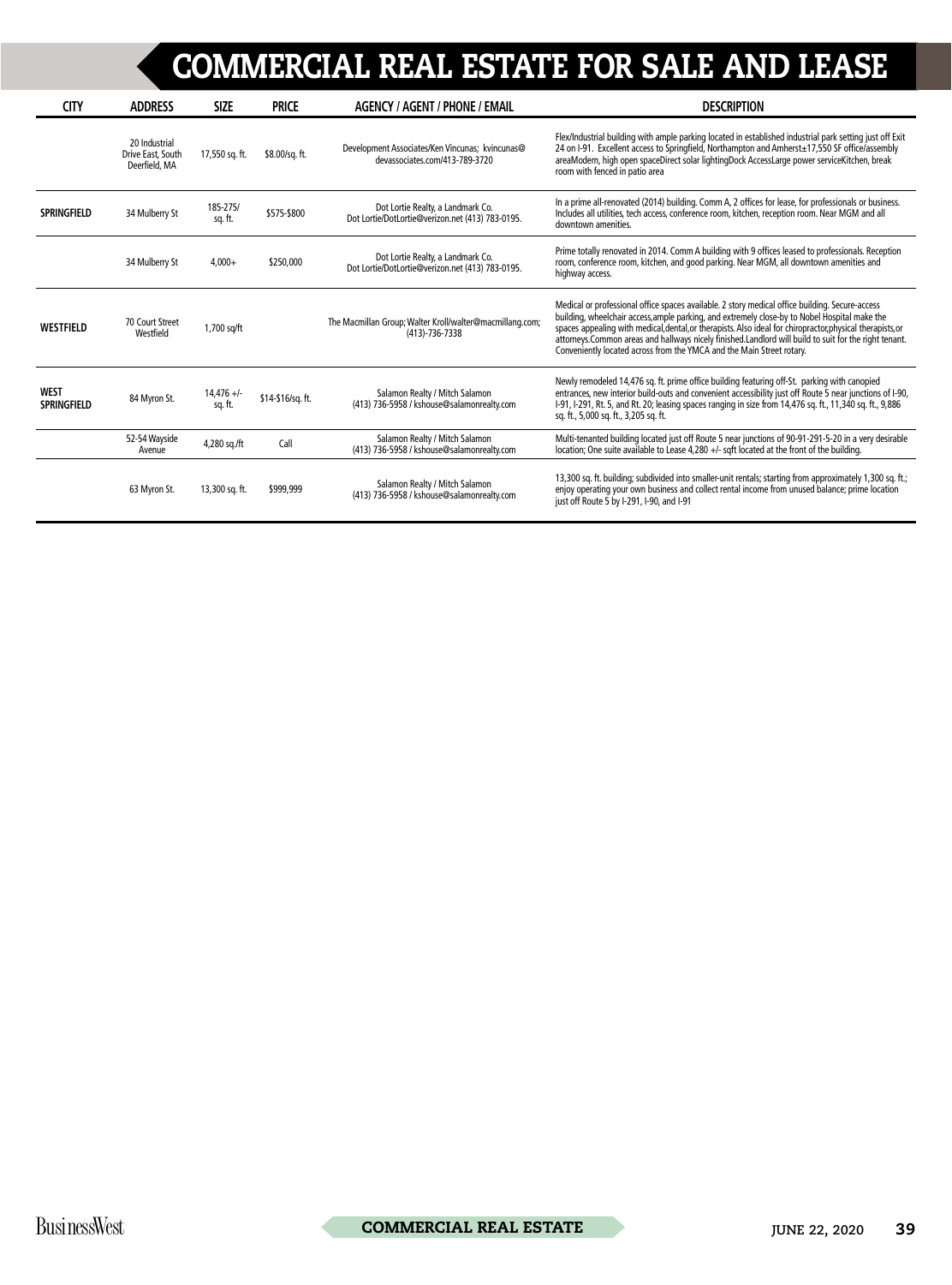# COMMERCIAL REAL ESTATE FOR SALE AND LEASE

| CITY | ADDRESS | SIZE | PRICE | AGENCY / AGENT / PHONE / EMAIL | DESCRIPTION |
|---|---|---|---|---|---|
| | 20 Industrial Drive East, South Deerfield, MA | 17,550 sq. ft. | $8.00/sq. ft. | Development Associates/Ken Vincunas; kvincunas@devassociates.com/413-789-3720 | Flex/Industrial building with ample parking located in established industrial park setting just off Exit 24 on I-91. Excellent access to Springfield, Northampton and Amherst±17,550 SF office/assembly areaModern, high open spaceDirect solar lightingDock AccessLarge power serviceKitchen, break room with fenced in patio area |
| SPRINGFIELD | 34 Mulberry St | 185-275/ sq. ft. | $575-$800 | Dot Lortie Realty, a Landmark Co. Dot Lortie/DotLortie@verizon.net (413) 783-0195. | In a prime all-renovated (2014) building. Comm A, 2 offices for lease, for professionals or business. Includes all utilities, tech access, conference room, kitchen, reception room. Near MGM and all downtown amenities. |
| | 34 Mulberry St | 4,000+ | $250,000 | Dot Lortie Realty, a Landmark Co. Dot Lortie/DotLortie@verizon.net (413) 783-0195. | Prime totally renovated in 2014. Comm A building with 9 offices leased to professionals. Reception room, conference room, kitchen, and good parking. Near MGM, all downtown amenities and highway access. |
| WESTFIELD | 70 Court Street Westfield | 1,700 sq/ft | | The Macmillan Group; Walter Kroll/walter@macmillang.com; (413)-736-7338 | Medical or professional office spaces available. 2 story medical office building. Secure-access building, wheelchair access,ample parking, and extremely close-by to Nobel Hospital make the spaces appealing with medical,dental,or therapists. Also ideal for chiropractor,physical therapists,or attorneys.Common areas and hallways nicely finished.Landlord will build to suit for the right tenant. Conveniently located across from the YMCA and the Main Street rotary. |
| WEST SPRINGFIELD | 84 Myron St. | 14,476 +/- sq. ft. | $14-$16/sq. ft. | Salamon Realty / Mitch Salamon (413) 736-5958 / kshouse@salamonrealty.com | Newly remodeled 14,476 sq. ft. prime office building featuring off-St. parking with canopied entrances, new interior build-outs and convenient accessibility just off Route 5 near junctions of I-90, I-91, I-291, Rt. 5, and Rt. 20; leasing spaces ranging in size from 14,476 sq. ft., 11,340 sq. ft., 9,886 sq. ft., 5,000 sq. ft., 3,205 sq. ft. |
| | 52-54 Wayside Avenue | 4,280 sq./ft | Call | Salamon Realty / Mitch Salamon (413) 736-5958 / kshouse@salamonrealty.com | Multi-tenanted building located just off Route 5 near junctions of 90-91-291-5-20 in a very desirable location; One suite available to Lease 4,280 +/- sqft located at the front of the building. |
| | 63 Myron St. | 13,300 sq. ft. | $999,999 | Salamon Realty / Mitch Salamon (413) 736-5958 / kshouse@salamonrealty.com | 13,300 sq. ft. building; subdivided into smaller-unit rentals; starting from approximately 1,300 sq. ft.; enjoy operating your own business and collect rental income from unused balance; prime location just off Route 5 by I-291, I-90, and I-91 |